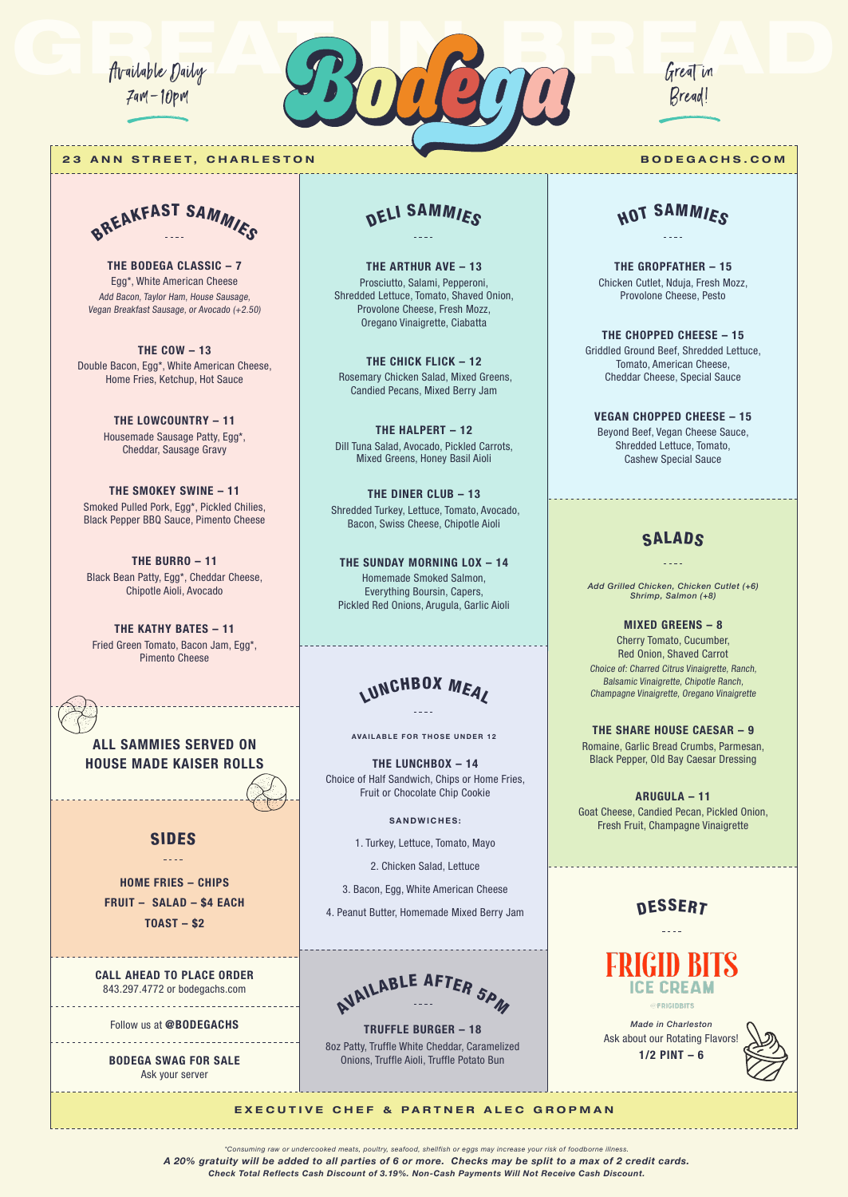# Bodega

Available Daily
7am – 10pm

Great in Bread!

**23 ANN STREET, CHARLESTON** — **BODEGACHS.COM**

## BREAKFAST SAMMIES

**THE BODEGA CLASSIC – 7**
Egg*, White American Cheese
*Add Bacon, Taylor Ham, House Sausage, Vegan Breakfast Sausage, or Avocado (+2.50)*

**THE COW – 13**
Double Bacon, Egg*, White American Cheese, Home Fries, Ketchup, Hot Sauce

**THE LOWCOUNTRY – 11**
Housemade Sausage Patty, Egg*, Cheddar, Sausage Gravy

**THE SMOKEY SWINE – 11**
Smoked Pulled Pork, Egg*, Pickled Chilies, Black Pepper BBQ Sauce, Pimento Cheese

**THE BURRO – 11**
Black Bean Patty, Egg*, Cheddar Cheese, Chipotle Aioli, Avocado

**THE KATHY BATES – 11**
Fried Green Tomato, Bacon Jam, Egg*, Pimento Cheese

**ALL SAMMIES SERVED ON HOUSE MADE KAISER ROLLS**

## SIDES

**HOME FRIES – CHIPS**
**FRUIT – SALAD – $4 EACH**
**TOAST – $2**

**CALL AHEAD TO PLACE ORDER**
843.297.4772 or bodegachs.com

Follow us at **@BODEGACHS**

**BODEGA SWAG FOR SALE**
Ask your server

## DELI SAMMIES

**THE ARTHUR AVE – 13**
Prosciutto, Salami, Pepperoni, Shredded Lettuce, Tomato, Shaved Onion, Provolone Cheese, Fresh Mozz, Oregano Vinaigrette, Ciabatta

**THE CHICK FLICK – 12**
Rosemary Chicken Salad, Mixed Greens, Candied Pecans, Mixed Berry Jam

**THE HALPERT – 12**
Dill Tuna Salad, Avocado, Pickled Carrots, Mixed Greens, Honey Basil Aioli

**THE DINER CLUB – 13**
Shredded Turkey, Lettuce, Tomato, Avocado, Bacon, Swiss Cheese, Chipotle Aioli

**THE SUNDAY MORNING LOX – 14**
Homemade Smoked Salmon, Everything Boursin, Capers, Pickled Red Onions, Arugula, Garlic Aioli

## LUNCHBOX MEAL

**AVAILABLE FOR THOSE UNDER 12**

**THE LUNCHBOX – 14**
Choice of Half Sandwich, Chips or Home Fries, Fruit or Chocolate Chip Cookie

**SANDWICHES:**

1. Turkey, Lettuce, Tomato, Mayo
2. Chicken Salad, Lettuce
3. Bacon, Egg, White American Cheese
4. Peanut Butter, Homemade Mixed Berry Jam

## AVAILABLE AFTER 5PM

**TRUFFLE BURGER – 18**
8oz Patty, Truffle White Cheddar, Caramelized Onions, Truffle Aioli, Truffle Potato Bun

## HOT SAMMIES

**THE GROPFATHER – 15**
Chicken Cutlet, Nduja, Fresh Mozz, Provolone Cheese, Pesto

**THE CHOPPED CHEESE – 15**
Griddled Ground Beef, Shredded Lettuce, Tomato, American Cheese, Cheddar Cheese, Special Sauce

**VEGAN CHOPPED CHEESE – 15**
Beyond Beef, Vegan Cheese Sauce, Shredded Lettuce, Tomato, Cashew Special Sauce

## SALADS

*Add Grilled Chicken, Chicken Cutlet (+6) Shrimp, Salmon (+8)*

**MIXED GREENS – 8**
Cherry Tomato, Cucumber, Red Onion, Shaved Carrot
*Choice of: Charred Citrus Vinaigrette, Ranch, Balsamic Vinaigrette, Chipotle Ranch, Champagne Vinaigrette, Oregano Vinaigrette*

**THE SHARE HOUSE CAESAR – 9**
Romaine, Garlic Bread Crumbs, Parmesan, Black Pepper, Old Bay Caesar Dressing

**ARUGULA – 11**
Goat Cheese, Candied Pecan, Pickled Onion, Fresh Fruit, Champagne Vinaigrette

## DESSERT

**FRIGID BITS ICE CREAM**
@FRIGIDBITS

*Made in Charleston*
Ask about our Rotating Flavors!
**1/2 PINT – 6**

**EXECUTIVE CHEF & PARTNER ALEC GROPMAN**

*Consuming raw or undercooked meats, poultry, seafood, shellfish or eggs may increase your risk of foodborne illness.*

***A 20% gratuity will be added to all parties of 6 or more. Checks may be split to a max of 2 credit cards.***

***Check Total Reflects Cash Discount of 3.19%. Non-Cash Payments Will Not Receive Cash Discount.***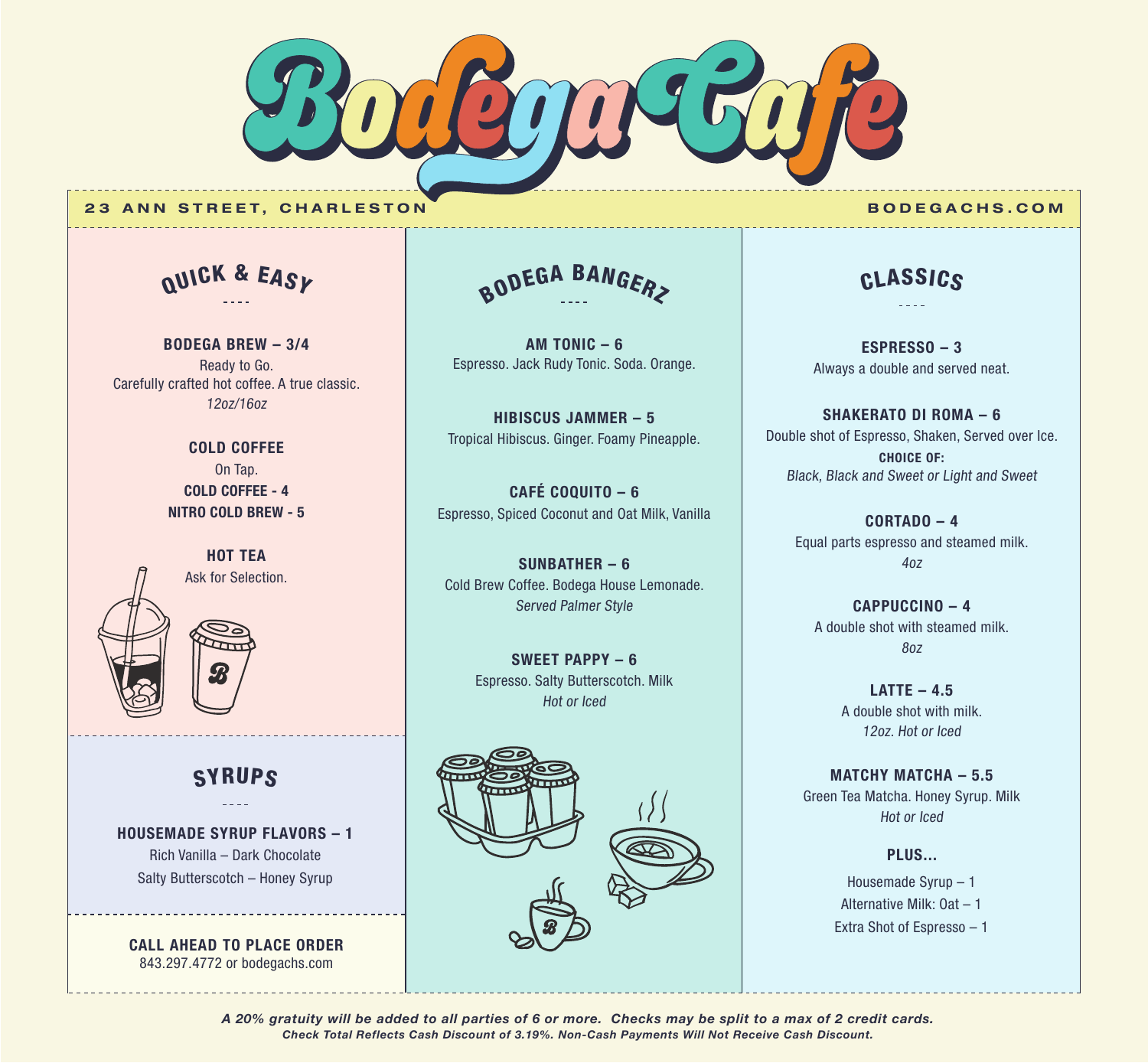# Bodega Cafe

**23 ANN STREET, CHARLESTON** **BODEGACHS.COM**

## QUICK & EASY

**BODEGA BREW – 3/4**
Ready to Go.
Carefully crafted hot coffee. A true classic.
*12oz/16oz*

**COLD COFFEE**
On Tap.
**COLD COFFEE - 4**
**NITRO COLD BREW - 5**

**HOT TEA**
Ask for Selection.

## SYRUPS

**HOUSEMADE SYRUP FLAVORS – 1**
Rich Vanilla – Dark Chocolate
Salty Butterscotch – Honey Syrup

**CALL AHEAD TO PLACE ORDER**
843.297.4772 or bodegachs.com

## BODEGA BANGERZ

**AM TONIC – 6**
Espresso. Jack Rudy Tonic. Soda. Orange.

**HIBISCUS JAMMER – 5**
Tropical Hibiscus. Ginger. Foamy Pineapple.

**CAFÉ COQUITO – 6**
Espresso, Spiced Coconut and Oat Milk, Vanilla

**SUNBATHER – 6**
Cold Brew Coffee. Bodega House Lemonade.
*Served Palmer Style*

**SWEET PAPPY – 6**
Espresso. Salty Butterscotch. Milk
*Hot or Iced*

## CLASSICS

**ESPRESSO – 3**
Always a double and served neat.

**SHAKERATO DI ROMA – 6**
Double shot of Espresso, Shaken, Served over Ice.
**CHOICE OF:**
*Black, Black and Sweet or Light and Sweet*

**CORTADO – 4**
Equal parts espresso and steamed milk.
*4oz*

**CAPPUCCINO – 4**
A double shot with steamed milk.
*8oz*

**LATTE – 4.5**
A double shot with milk.
*12oz. Hot or Iced*

**MATCHY MATCHA – 5.5**
Green Tea Matcha. Honey Syrup. Milk
*Hot or Iced*

**PLUS...**
Housemade Syrup – 1
Alternative Milk: Oat – 1
Extra Shot of Espresso – 1

***A 20% gratuity will be added to all parties of 6 or more. Checks may be split to a max of 2 credit cards.***
***Check Total Reflects Cash Discount of 3.19%. Non-Cash Payments Will Not Receive Cash Discount.***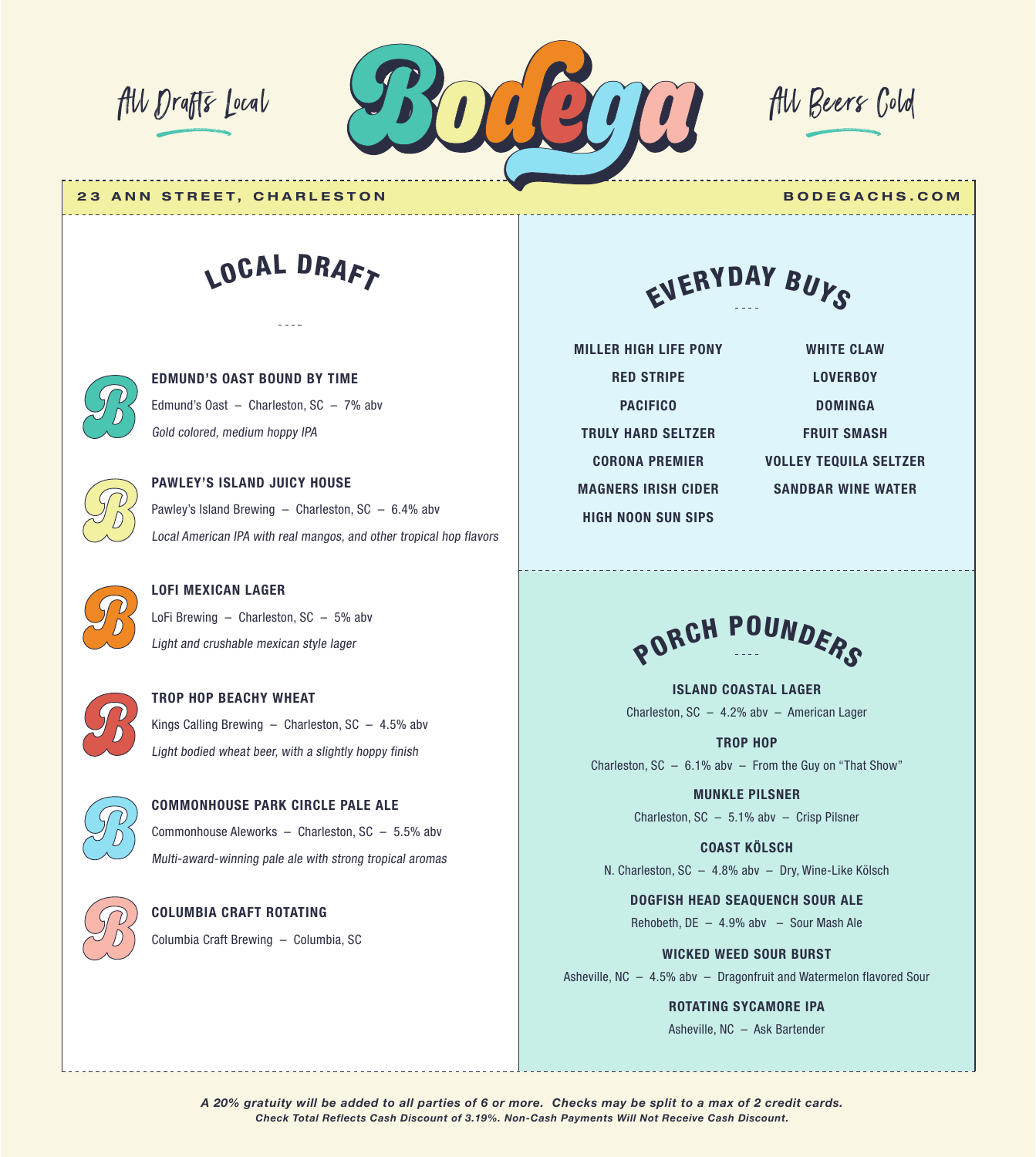# Bodega

*All Drafts Local* — *All Beers Cold*

**23 ANN STREET, CHARLESTON** — **BODEGACHS.COM**

## LOCAL DRAFT

**EDMUND'S OAST BOUND BY TIME**
Edmund's Oast – Charleston, SC – 7% abv
*Gold colored, medium hoppy IPA*

**PAWLEY'S ISLAND JUICY HOUSE**
Pawley's Island Brewing – Charleston, SC – 6.4% abv
*Local American IPA with real mangos, and other tropical hop flavors*

**LOFI MEXICAN LAGER**
LoFi Brewing – Charleston, SC – 5% abv
*Light and crushable mexican style lager*

**TROP HOP BEACHY WHEAT**
Kings Calling Brewing – Charleston, SC – 4.5% abv
*Light bodied wheat beer, with a slightly hoppy finish*

**COMMONHOUSE PARK CIRCLE PALE ALE**
Commonhouse Aleworks – Charleston, SC – 5.5% abv
*Multi-award-winning pale ale with strong tropical aromas*

**COLUMBIA CRAFT ROTATING**
Columbia Craft Brewing – Columbia, SC

## EVERYDAY BUYS

- MILLER HIGH LIFE PONY
- RED STRIPE
- PACIFICO
- TRULY HARD SELTZER
- CORONA PREMIER
- MAGNERS IRISH CIDER
- HIGH NOON SUN SIPS
- WHITE CLAW
- LOVERBOY
- DOMINGA
- FRUIT SMASH
- VOLLEY TEQUILA SELTZER
- SANDBAR WINE WATER

## PORCH POUNDERS

**ISLAND COASTAL LAGER**
Charleston, SC – 4.2% abv – American Lager

**TROP HOP**
Charleston, SC – 6.1% abv – From the Guy on "That Show"

**MUNKLE PILSNER**
Charleston, SC – 5.1% abv – Crisp Pilsner

**COAST KÖLSCH**
N. Charleston, SC – 4.8% abv – Dry, Wine-Like Kölsch

**DOGFISH HEAD SEAQUENCH SOUR ALE**
Rehobeth, DE – 4.9% abv – Sour Mash Ale

**WICKED WEED SOUR BURST**
Asheville, NC – 4.5% abv – Dragonfruit and Watermelon flavored Sour

**ROTATING SYCAMORE IPA**
Asheville, NC – Ask Bartender

***A 20% gratuity will be added to all parties of 6 or more. Checks may be split to a max of 2 credit cards.***
***Check Total Reflects Cash Discount of 3.19%. Non-Cash Payments Will Not Receive Cash Discount.***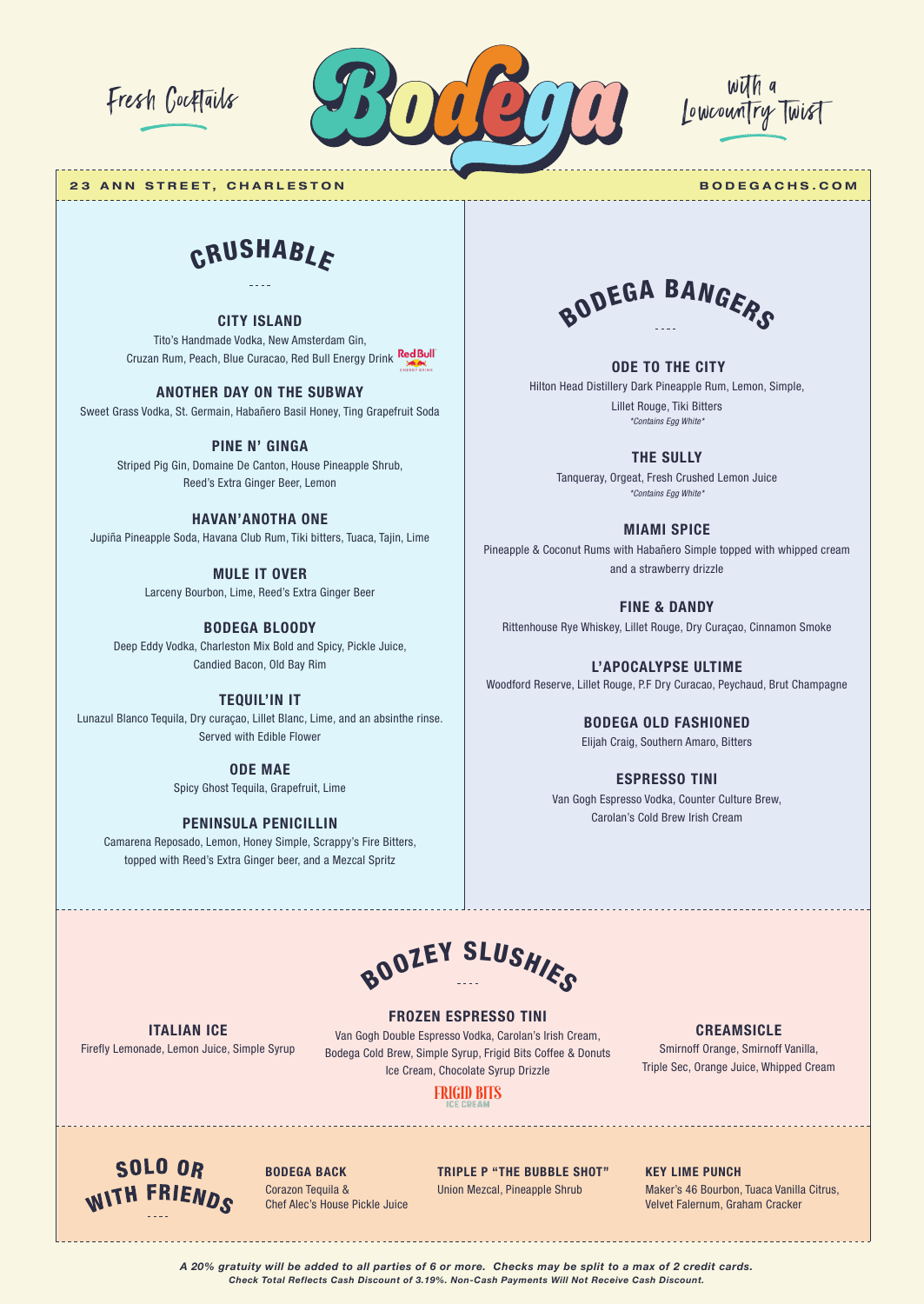Fresh Cocktails

# Bodega

with a Lowcountry Twist

**23 ANN STREET, CHARLESTON** — **BODEGACHS.COM**

## CRUSHABLE

**CITY ISLAND**
Tito's Handmade Vodka, New Amsterdam Gin, Cruzan Rum, Peach, Blue Curacao, Red Bull Energy Drink

**ANOTHER DAY ON THE SUBWAY**
Sweet Grass Vodka, St. Germain, Habañero Basil Honey, Ting Grapefruit Soda

**PINE N' GINGA**
Striped Pig Gin, Domaine De Canton, House Pineapple Shrub, Reed's Extra Ginger Beer, Lemon

**HAVAN'ANOTHA ONE**
Jupiña Pineapple Soda, Havana Club Rum, Tiki bitters, Tuaca, Tajin, Lime

**MULE IT OVER**
Larceny Bourbon, Lime, Reed's Extra Ginger Beer

**BODEGA BLOODY**
Deep Eddy Vodka, Charleston Mix Bold and Spicy, Pickle Juice, Candied Bacon, Old Bay Rim

**TEQUIL'IN IT**
Lunazul Blanco Tequila, Dry curaçao, Lillet Blanc, Lime, and an absinthe rinse. Served with Edible Flower

**ODE MAE**
Spicy Ghost Tequila, Grapefruit, Lime

**PENINSULA PENICILLIN**
Camarena Reposado, Lemon, Honey Simple, Scrappy's Fire Bitters, topped with Reed's Extra Ginger beer, and a Mezcal Spritz

## BODEGA BANGERS

**ODE TO THE CITY**
Hilton Head Distillery Dark Pineapple Rum, Lemon, Simple, Lillet Rouge, Tiki Bitters
*\*Contains Egg White\**

**THE SULLY**
Tanqueray, Orgeat, Fresh Crushed Lemon Juice
*\*Contains Egg White\**

**MIAMI SPICE**
Pineapple & Coconut Rums with Habañero Simple topped with whipped cream and a strawberry drizzle

**FINE & DANDY**
Rittenhouse Rye Whiskey, Lillet Rouge, Dry Curaçao, Cinnamon Smoke

**L'APOCALYPSE ULTIME**
Woodford Reserve, Lillet Rouge, P.F Dry Curacao, Peychaud, Brut Champagne

**BODEGA OLD FASHIONED**
Elijah Craig, Southern Amaro, Bitters

**ESPRESSO TINI**
Van Gogh Espresso Vodka, Counter Culture Brew, Carolan's Cold Brew Irish Cream

## BOOZEY SLUSHIES

**ITALIAN ICE**
Firefly Lemonade, Lemon Juice, Simple Syrup

**FROZEN ESPRESSO TINI**
Van Gogh Double Espresso Vodka, Carolan's Irish Cream, Bodega Cold Brew, Simple Syrup, Frigid Bits Coffee & Donuts Ice Cream, Chocolate Syrup Drizzle

FRIGID BITS ICE CREAM

**CREAMSICLE**
Smirnoff Orange, Smirnoff Vanilla, Triple Sec, Orange Juice, Whipped Cream

## SOLO OR WITH FRIENDS

**BODEGA BACK**
Corazon Tequila & Chef Alec's House Pickle Juice

**TRIPLE P "THE BUBBLE SHOT"**
Union Mezcal, Pineapple Shrub

**KEY LIME PUNCH**
Maker's 46 Bourbon, Tuaca Vanilla Citrus, Velvet Falernum, Graham Cracker

***A 20% gratuity will be added to all parties of 6 or more. Checks may be split to a max of 2 credit cards.***
***Check Total Reflects Cash Discount of 3.19%. Non-Cash Payments Will Not Receive Cash Discount.***